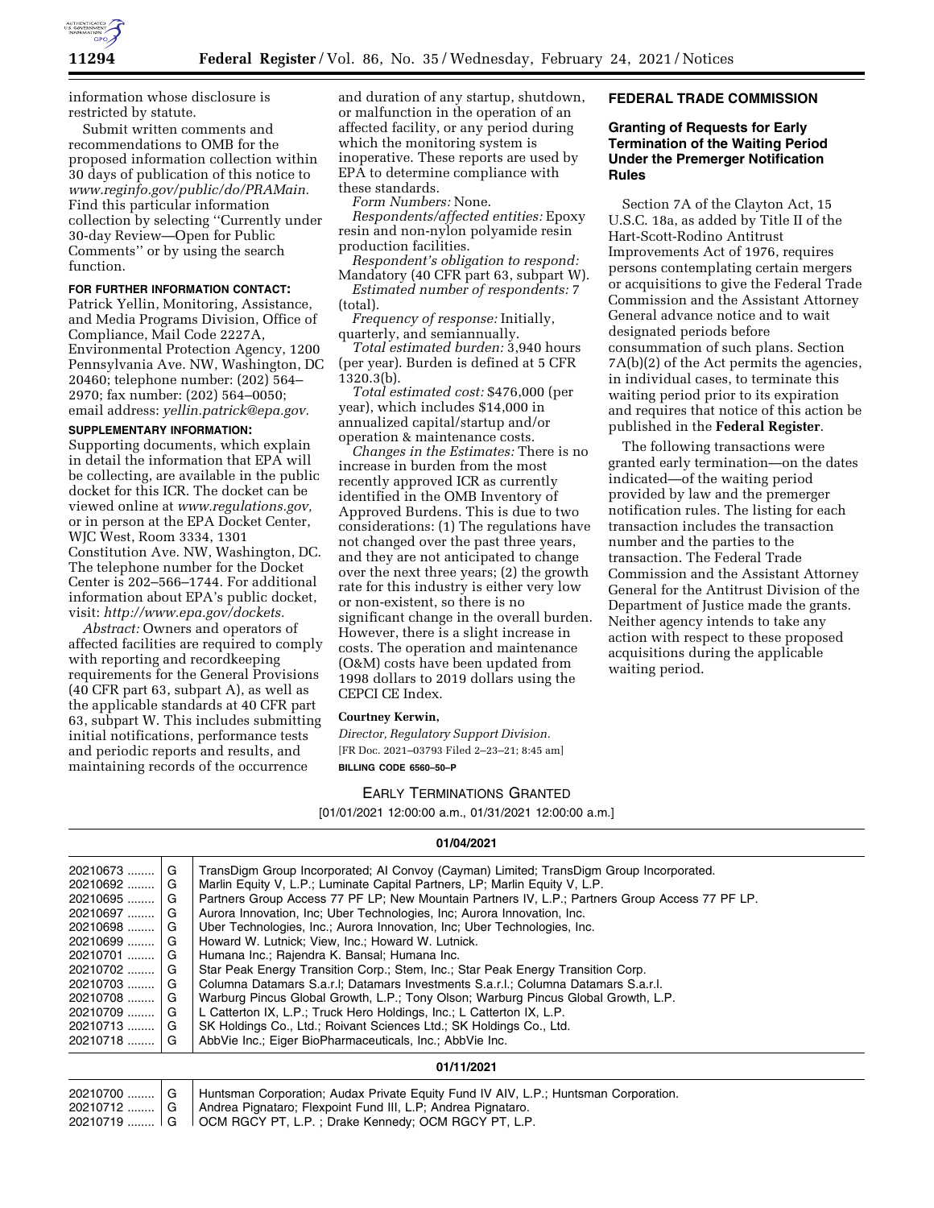information whose disclosure is restricted by statute.

Submit written comments and recommendations to OMB for the proposed information collection within 30 days of publication of this notice to *www.reginfo.gov/public/do/PRAMain.* Find this particular information collection by selecting ''Currently under 30-day Review—Open for Public Comments'' or by using the search function.

**FOR FURTHER INFORMATION CONTACT:** Patrick Yellin, Monitoring, Assistance, and Media Programs Division, Office of Compliance, Mail Code 2227A, Environmental Protection Agency, 1200 Pennsylvania Ave. NW, Washington, DC 20460; telephone number: (202) 564–2970; fax number: (202) 564–0050; email address: *yellin.patrick@epa.gov.*

**SUPPLEMENTARY INFORMATION:** Supporting documents, which explain in detail the information that EPA will be collecting, are available in the public docket for this ICR. The docket can be viewed online at *www.regulations.gov,* or in person at the EPA Docket Center, WJC West, Room 3334, 1301 Constitution Ave. NW, Washington, DC. The telephone number for the Docket Center is 202–566–1744. For additional information about EPA's public docket, visit: *http://www.epa.gov/dockets.*

*Abstract:* Owners and operators of affected facilities are required to comply with reporting and recordkeeping requirements for the General Provisions (40 CFR part 63, subpart A), as well as the applicable standards at 40 CFR part 63, subpart W. This includes submitting initial notifications, performance tests and periodic reports and results, and maintaining records of the occurrence and duration of any startup, shutdown, or malfunction in the operation of an affected facility, or any period during which the monitoring system is inoperative. These reports are used by EPA to determine compliance with these standards.

*Form Numbers:* None.

*Respondents/affected entities:* Epoxy resin and non-nylon polyamide resin production facilities.

*Respondent's obligation to respond:* Mandatory (40 CFR part 63, subpart W).

*Estimated number of respondents:* 7 (total).

*Frequency of response:* Initially, quarterly, and semiannually.

*Total estimated burden:* 3,940 hours (per year). Burden is defined at 5 CFR 1320.3(b).

*Total estimated cost:* $476,000 (per year), which includes $14,000 in annualized capital/startup and/or operation & maintenance costs.

*Changes in the Estimates:* There is no increase in burden from the most recently approved ICR as currently identified in the OMB Inventory of Approved Burdens. This is due to two considerations: (1) The regulations have not changed over the past three years, and they are not anticipated to change over the next three years; (2) the growth rate for this industry is either very low or non-existent, so there is no significant change in the overall burden. However, there is a slight increase in costs. The operation and maintenance (O&M) costs have been updated from 1998 dollars to 2019 dollars using the CEPCI CE Index.

**Courtney Kerwin,**

*Director, Regulatory Support Division.*

[FR Doc. 2021–03793 Filed 2–23–21; 8:45 am]

**BILLING CODE 6560–50–P**

## FEDERAL TRADE COMMISSION

### Granting of Requests for Early Termination of the Waiting Period Under the Premerger Notification Rules

Section 7A of the Clayton Act, 15 U.S.C. 18a, as added by Title II of the Hart-Scott-Rodino Antitrust Improvements Act of 1976, requires persons contemplating certain mergers or acquisitions to give the Federal Trade Commission and the Assistant Attorney General advance notice and to wait designated periods before consummation of such plans. Section 7A(b)(2) of the Act permits the agencies, in individual cases, to terminate this waiting period prior to its expiration and requires that notice of this action be published in the **Federal Register**.

The following transactions were granted early termination—on the dates indicated—of the waiting period provided by law and the premerger notification rules. The listing for each transaction includes the transaction number and the parties to the transaction. The Federal Trade Commission and the Assistant Attorney General for the Antitrust Division of the Department of Justice made the grants. Neither agency intends to take any action with respect to these proposed acquisitions during the applicable waiting period.

EARLY TERMINATIONS GRANTED

[01/01/2021 12:00:00 a.m., 01/31/2021 12:00:00 a.m.]

| | | |
|---|---|---|
| **01/04/2021** | | |
| 20210673 | G | TransDigm Group Incorporated; AI Convoy (Cayman) Limited; TransDigm Group Incorporated. |
| 20210692 | G | Marlin Equity V, L.P.; Luminate Capital Partners, LP; Marlin Equity V, L.P. |
| 20210695 | G | Partners Group Access 77 PF LP; New Mountain Partners IV, L.P.; Partners Group Access 77 PF LP. |
| 20210697 | G | Aurora Innovation, Inc; Uber Technologies, Inc; Aurora Innovation, Inc. |
| 20210698 | G | Uber Technologies, Inc.; Aurora Innovation, Inc; Uber Technologies, Inc. |
| 20210699 | G | Howard W. Lutnick; View, Inc.; Howard W. Lutnick. |
| 20210701 | G | Humana Inc.; Rajendra K. Bansal; Humana Inc. |
| 20210702 | G | Star Peak Energy Transition Corp.; Stem, Inc.; Star Peak Energy Transition Corp. |
| 20210703 | G | Columna Datamars S.a.r.l; Datamars Investments S.a.r.l.; Columna Datamars S.a.r.l. |
| 20210708 | G | Warburg Pincus Global Growth, L.P.; Tony Olson; Warburg Pincus Global Growth, L.P. |
| 20210709 | G | L Catterton IX, L.P.; Truck Hero Holdings, Inc.; L Catterton IX, L.P. |
| 20210713 | G | SK Holdings Co., Ltd.; Roivant Sciences Ltd.; SK Holdings Co., Ltd. |
| 20210718 | G | AbbVie Inc.; Eiger BioPharmaceuticals, Inc.; AbbVie Inc. |
| **01/11/2021** | | |
| 20210700 | G | Huntsman Corporation; Audax Private Equity Fund IV AIV, L.P.; Huntsman Corporation. |
| 20210712 | G | Andrea Pignataro; Flexpoint Fund III, L.P; Andrea Pignataro. |
| 20210719 | G | OCM RGCY PT, L.P. ; Drake Kennedy; OCM RGCY PT, L.P. |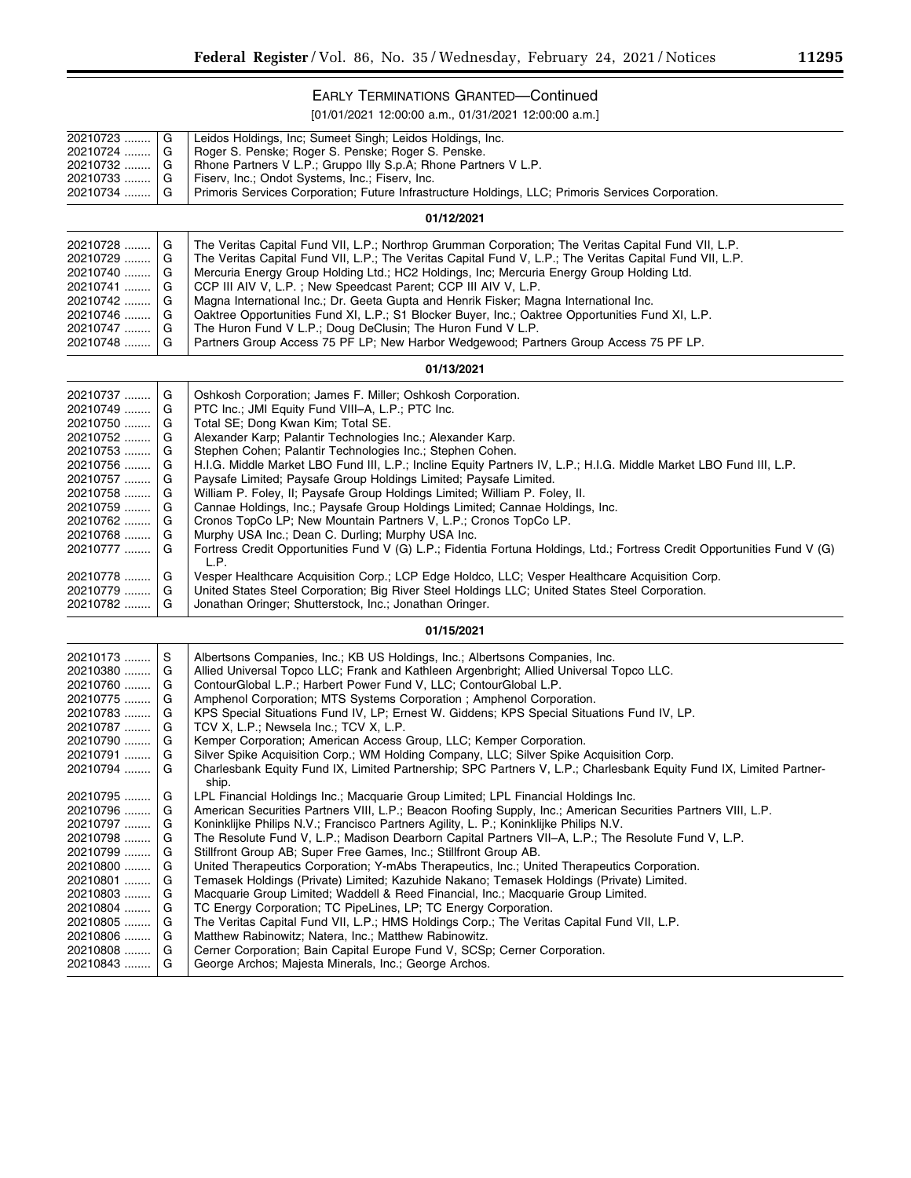EARLY TERMINATIONS GRANTED—Continued

[01/01/2021 12:00:00 a.m., 01/31/2021 12:00:00 a.m.]

| | | |
|---|---|---|
| 20210723 | G | Leidos Holdings, Inc; Sumeet Singh; Leidos Holdings, Inc. |
| 20210724 | G | Roger S. Penske; Roger S. Penske; Roger S. Penske. |
| 20210732 | G | Rhone Partners V L.P.; Gruppo Illy S.p.A; Rhone Partners V L.P. |
| 20210733 | G | Fiserv, Inc.; Ondot Systems, Inc.; Fiserv, Inc. |
| 20210734 | G | Primoris Services Corporation; Future Infrastructure Holdings, LLC; Primoris Services Corporation. |
| | | **01/12/2021** |
| 20210728 | G | The Veritas Capital Fund VII, L.P.; Northrop Grumman Corporation; The Veritas Capital Fund VII, L.P. |
| 20210729 | G | The Veritas Capital Fund VII, L.P.; The Veritas Capital Fund V, L.P.; The Veritas Capital Fund VII, L.P. |
| 20210740 | G | Mercuria Energy Group Holding Ltd.; HC2 Holdings, Inc; Mercuria Energy Group Holding Ltd. |
| 20210741 | G | CCP III AIV V, L.P. ; New Speedcast Parent; CCP III AIV V, L.P. |
| 20210742 | G | Magna International Inc.; Dr. Geeta Gupta and Henrik Fisker; Magna International Inc. |
| 20210746 | G | Oaktree Opportunities Fund XI, L.P.; S1 Blocker Buyer, Inc.; Oaktree Opportunities Fund XI, L.P. |
| 20210747 | G | The Huron Fund V L.P.; Doug DeClusin; The Huron Fund V L.P. |
| 20210748 | G | Partners Group Access 75 PF LP; New Harbor Wedgewood; Partners Group Access 75 PF LP. |
| | | **01/13/2021** |
| 20210737 | G | Oshkosh Corporation; James F. Miller; Oshkosh Corporation. |
| 20210749 | G | PTC Inc.; JMI Equity Fund VIII–A, L.P.; PTC Inc. |
| 20210750 | G | Total SE; Dong Kwan Kim; Total SE. |
| 20210752 | G | Alexander Karp; Palantir Technologies Inc.; Alexander Karp. |
| 20210753 | G | Stephen Cohen; Palantir Technologies Inc.; Stephen Cohen. |
| 20210756 | G | H.I.G. Middle Market LBO Fund III, L.P.; Incline Equity Partners IV, L.P.; H.I.G. Middle Market LBO Fund III, L.P. |
| 20210757 | G | Paysafe Limited; Paysafe Group Holdings Limited; Paysafe Limited. |
| 20210758 | G | William P. Foley, II; Paysafe Group Holdings Limited; William P. Foley, II. |
| 20210759 | G | Cannae Holdings, Inc.; Paysafe Group Holdings Limited; Cannae Holdings, Inc. |
| 20210762 | G | Cronos TopCo LP; New Mountain Partners V, L.P.; Cronos TopCo LP. |
| 20210768 | G | Murphy USA Inc.; Dean C. Durling; Murphy USA Inc. |
| 20210777 | G | Fortress Credit Opportunities Fund V (G) L.P.; Fidentia Fortuna Holdings, Ltd.; Fortress Credit Opportunities Fund V (G) L.P. |
| 20210778 | G | Vesper Healthcare Acquisition Corp.; LCP Edge Holdco, LLC; Vesper Healthcare Acquisition Corp. |
| 20210779 | G | United States Steel Corporation; Big River Steel Holdings LLC; United States Steel Corporation. |
| 20210782 | G | Jonathan Oringer; Shutterstock, Inc.; Jonathan Oringer. |
| | | **01/15/2021** |
| 20210173 | S | Albertsons Companies, Inc.; KB US Holdings, Inc.; Albertsons Companies, Inc. |
| 20210380 | G | Allied Universal Topco LLC; Frank and Kathleen Argenbright; Allied Universal Topco LLC. |
| 20210760 | G | ContourGlobal L.P.; Harbert Power Fund V, LLC; ContourGlobal L.P. |
| 20210775 | G | Amphenol Corporation; MTS Systems Corporation ; Amphenol Corporation. |
| 20210783 | G | KPS Special Situations Fund IV, LP; Ernest W. Giddens; KPS Special Situations Fund IV, LP. |
| 20210787 | G | TCV X, L.P.; Newsela Inc.; TCV X, L.P. |
| 20210790 | G | Kemper Corporation; American Access Group, LLC; Kemper Corporation. |
| 20210791 | G | Silver Spike Acquisition Corp.; WM Holding Company, LLC; Silver Spike Acquisition Corp. |
| 20210794 | G | Charlesbank Equity Fund IX, Limited Partnership; SPC Partners V, L.P.; Charlesbank Equity Fund IX, Limited Partnership. |
| 20210795 | G | LPL Financial Holdings Inc.; Macquarie Group Limited; LPL Financial Holdings Inc. |
| 20210796 | G | American Securities Partners VIII, L.P.; Beacon Roofing Supply, Inc.; American Securities Partners VIII, L.P. |
| 20210797 | G | Koninklijke Philips N.V.; Francisco Partners Agility, L. P.; Koninklijke Philips N.V. |
| 20210798 | G | The Resolute Fund V, L.P.; Madison Dearborn Capital Partners VII–A, L.P.; The Resolute Fund V, L.P. |
| 20210799 | G | Stillfront Group AB; Super Free Games, Inc.; Stillfront Group AB. |
| 20210800 | G | United Therapeutics Corporation; Y-mAbs Therapeutics, Inc.; United Therapeutics Corporation. |
| 20210801 | G | Temasek Holdings (Private) Limited; Kazuhide Nakano; Temasek Holdings (Private) Limited. |
| 20210803 | G | Macquarie Group Limited; Waddell & Reed Financial, Inc.; Macquarie Group Limited. |
| 20210804 | G | TC Energy Corporation; TC PipeLines, LP; TC Energy Corporation. |
| 20210805 | G | The Veritas Capital Fund VII, L.P.; HMS Holdings Corp.; The Veritas Capital Fund VII, L.P. |
| 20210806 | G | Matthew Rabinowitz; Natera, Inc.; Matthew Rabinowitz. |
| 20210808 | G | Cerner Corporation; Bain Capital Europe Fund V, SCSp; Cerner Corporation. |
| 20210843 | G | George Archos; Majesta Minerals, Inc.; George Archos. |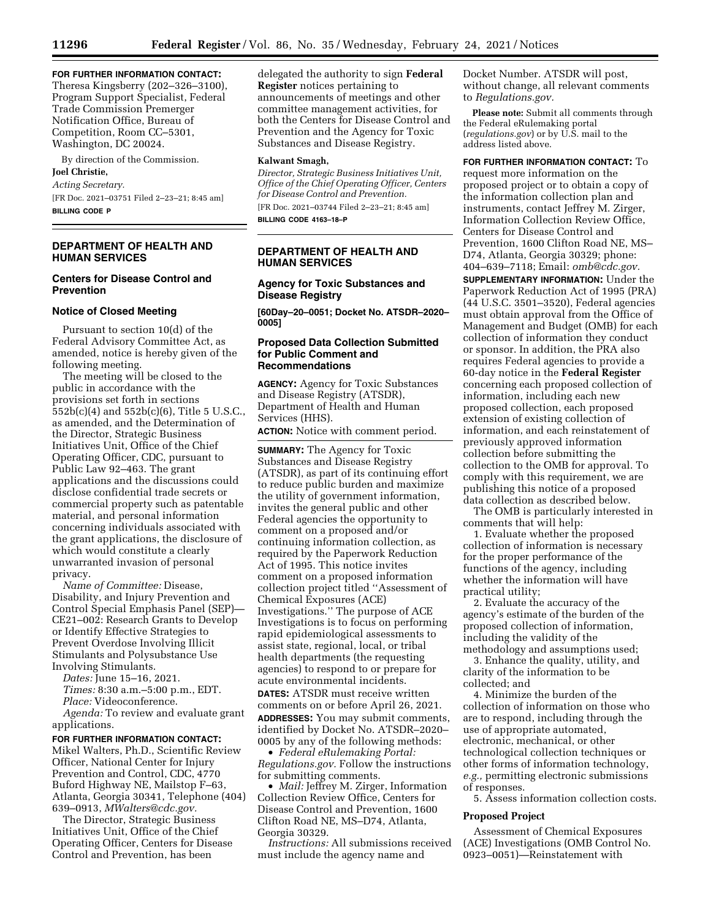**FOR FURTHER INFORMATION CONTACT:** Theresa Kingsberry (202–326–3100), Program Support Specialist, Federal Trade Commission Premerger Notification Office, Bureau of Competition, Room CC–5301, Washington, DC 20024.

By direction of the Commission.

**Joel Christie,**

*Acting Secretary.*

[FR Doc. 2021–03751 Filed 2–23–21; 8:45 am]

**BILLING CODE P**

## DEPARTMENT OF HEALTH AND HUMAN SERVICES

### Centers for Disease Control and Prevention

### Notice of Closed Meeting

Pursuant to section 10(d) of the Federal Advisory Committee Act, as amended, notice is hereby given of the following meeting.

The meeting will be closed to the public in accordance with the provisions set forth in sections 552b(c)(4) and 552b(c)(6), Title 5 U.S.C., as amended, and the Determination of the Director, Strategic Business Initiatives Unit, Office of the Chief Operating Officer, CDC, pursuant to Public Law 92–463. The grant applications and the discussions could disclose confidential trade secrets or commercial property such as patentable material, and personal information concerning individuals associated with the grant applications, the disclosure of which would constitute a clearly unwarranted invasion of personal privacy.

*Name of Committee:* Disease, Disability, and Injury Prevention and Control Special Emphasis Panel (SEP)—CE21–002: Research Grants to Develop or Identify Effective Strategies to Prevent Overdose Involving Illicit Stimulants and Polysubstance Use Involving Stimulants.

*Dates:* June 15–16, 2021.

*Times:* 8:30 a.m.–5:00 p.m., EDT.

*Place:* Videoconference.

*Agenda:* To review and evaluate grant applications.

**FOR FURTHER INFORMATION CONTACT:** Mikel Walters, Ph.D., Scientific Review Officer, National Center for Injury Prevention and Control, CDC, 4770 Buford Highway NE, Mailstop F–63, Atlanta, Georgia 30341, Telephone (404) 639–0913, *MWalters@cdc.gov.*

The Director, Strategic Business Initiatives Unit, Office of the Chief Operating Officer, Centers for Disease Control and Prevention, has been delegated the authority to sign **Federal Register** notices pertaining to announcements of meetings and other committee management activities, for both the Centers for Disease Control and Prevention and the Agency for Toxic Substances and Disease Registry.

**Kalwant Smagh,**

*Director, Strategic Business Initiatives Unit, Office of the Chief Operating Officer, Centers for Disease Control and Prevention.*

[FR Doc. 2021–03744 Filed 2–23–21; 8:45 am]

**BILLING CODE 4163–18–P**

## DEPARTMENT OF HEALTH AND HUMAN SERVICES

### Agency for Toxic Substances and Disease Registry

**[60Day–20–0051; Docket No. ATSDR–2020–0005]**

### Proposed Data Collection Submitted for Public Comment and Recommendations

**AGENCY:** Agency for Toxic Substances and Disease Registry (ATSDR), Department of Health and Human Services (HHS).

**ACTION:** Notice with comment period.

**SUMMARY:** The Agency for Toxic Substances and Disease Registry (ATSDR), as part of its continuing effort to reduce public burden and maximize the utility of government information, invites the general public and other Federal agencies the opportunity to comment on a proposed and/or continuing information collection, as required by the Paperwork Reduction Act of 1995. This notice invites comment on a proposed information collection project titled ''Assessment of Chemical Exposures (ACE) Investigations.'' The purpose of ACE Investigations is to focus on performing rapid epidemiological assessments to assist state, regional, local, or tribal health departments (the requesting agencies) to respond to or prepare for acute environmental incidents.

**DATES:** ATSDR must receive written comments on or before April 26, 2021.

**ADDRESSES:** You may submit comments, identified by Docket No. ATSDR–2020–0005 by any of the following methods:

- *Federal eRulemaking Portal: Regulations.gov.* Follow the instructions for submitting comments.
- *Mail:* Jeffrey M. Zirger, Information Collection Review Office, Centers for Disease Control and Prevention, 1600 Clifton Road NE, MS–D74, Atlanta, Georgia 30329.

*Instructions:* All submissions received must include the agency name and Docket Number. ATSDR will post, without change, all relevant comments to *Regulations.gov.*

**Please note:** Submit all comments through the Federal eRulemaking portal (*regulations.gov*) or by U.S. mail to the address listed above.

**FOR FURTHER INFORMATION CONTACT:** To request more information on the proposed project or to obtain a copy of the information collection plan and instruments, contact Jeffrey M. Zirger, Information Collection Review Office, Centers for Disease Control and Prevention, 1600 Clifton Road NE, MS–D74, Atlanta, Georgia 30329; phone: 404–639–7118; Email: *omb@cdc.gov.*

**SUPPLEMENTARY INFORMATION:** Under the Paperwork Reduction Act of 1995 (PRA) (44 U.S.C. 3501–3520), Federal agencies must obtain approval from the Office of Management and Budget (OMB) for each collection of information they conduct or sponsor. In addition, the PRA also requires Federal agencies to provide a 60-day notice in the **Federal Register** concerning each proposed collection of information, including each new proposed collection, each proposed extension of existing collection of information, and each reinstatement of previously approved information collection before submitting the collection to the OMB for approval. To comply with this requirement, we are publishing this notice of a proposed data collection as described below.

The OMB is particularly interested in comments that will help:

1. Evaluate whether the proposed collection of information is necessary for the proper performance of the functions of the agency, including whether the information will have practical utility;
2. Evaluate the accuracy of the agency's estimate of the burden of the proposed collection of information, including the validity of the methodology and assumptions used;
3. Enhance the quality, utility, and clarity of the information to be collected; and
4. Minimize the burden of the collection of information on those who are to respond, including through the use of appropriate automated, electronic, mechanical, or other technological collection techniques or other forms of information technology, *e.g.,* permitting electronic submissions of responses.
5. Assess information collection costs.

### Proposed Project

Assessment of Chemical Exposures (ACE) Investigations (OMB Control No. 0923–0051)—Reinstatement with